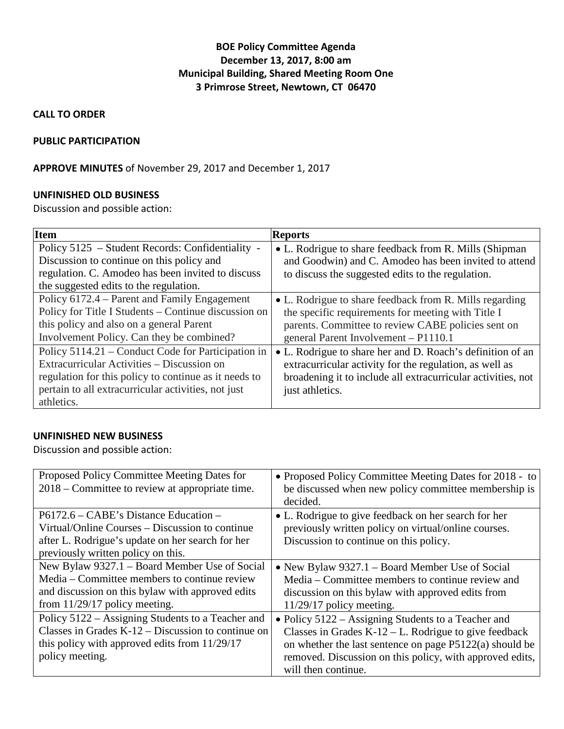**BOE Policy Committee Agenda**
**December 13, 2017, 8:00 am**
**Municipal Building, Shared Meeting Room One**
**3 Primrose Street, Newtown, CT 06470**

**CALL TO ORDER**

**PUBLIC PARTICIPATION**

**APPROVE MINUTES** of November 29, 2017 and December 1, 2017

**UNFINISHED OLD BUSINESS**

Discussion and possible action:

| Item | Reports |
|---|---|
| Policy 5125 – Student Records: Confidentiality - Discussion to continue on this policy and regulation. C. Amodeo has been invited to discuss the suggested edits to the regulation. | • L. Rodrigue to share feedback from R. Mills (Shipman and Goodwin) and C. Amodeo has been invited to attend to discuss the suggested edits to the regulation. |
| Policy 6172.4 – Parent and Family Engagement Policy for Title I Students – Continue discussion on this policy and also on a general Parent Involvement Policy. Can they be combined? | • L. Rodrigue to share feedback from R. Mills regarding the specific requirements for meeting with Title I parents. Committee to review CABE policies sent on general Parent Involvement – P1110.1 |
| Policy 5114.21 – Conduct Code for Participation in Extracurricular Activities – Discussion on regulation for this policy to continue as it needs to pertain to all extracurricular activities, not just athletics. | • L. Rodrigue to share her and D. Roach's definition of an extracurricular activity for the regulation, as well as broadening it to include all extracurricular activities, not just athletics. |

**UNFINISHED NEW BUSINESS**

Discussion and possible action:

| | |
|---|---|
| Proposed Policy Committee Meeting Dates for 2018 – Committee to review at appropriate time. | • Proposed Policy Committee Meeting Dates for 2018 - to be discussed when new policy committee membership is decided. |
| P6172.6 – CABE's Distance Education – Virtual/Online Courses – Discussion to continue after L. Rodrigue's update on her search for her previously written policy on this. | • L. Rodrigue to give feedback on her search for her previously written policy on virtual/online courses. Discussion to continue on this policy. |
| New Bylaw 9327.1 – Board Member Use of Social Media – Committee members to continue review and discussion on this bylaw with approved edits from 11/29/17 policy meeting. | • New Bylaw 9327.1 – Board Member Use of Social Media – Committee members to continue review and discussion on this bylaw with approved edits from 11/29/17 policy meeting. |
| Policy 5122 – Assigning Students to a Teacher and Classes in Grades K-12 – Discussion to continue on this policy with approved edits from 11/29/17 policy meeting. | • Policy 5122 – Assigning Students to a Teacher and Classes in Grades K-12 – L. Rodrigue to give feedback on whether the last sentence on page P5122(a) should be removed. Discussion on this policy, with approved edits, will then continue. |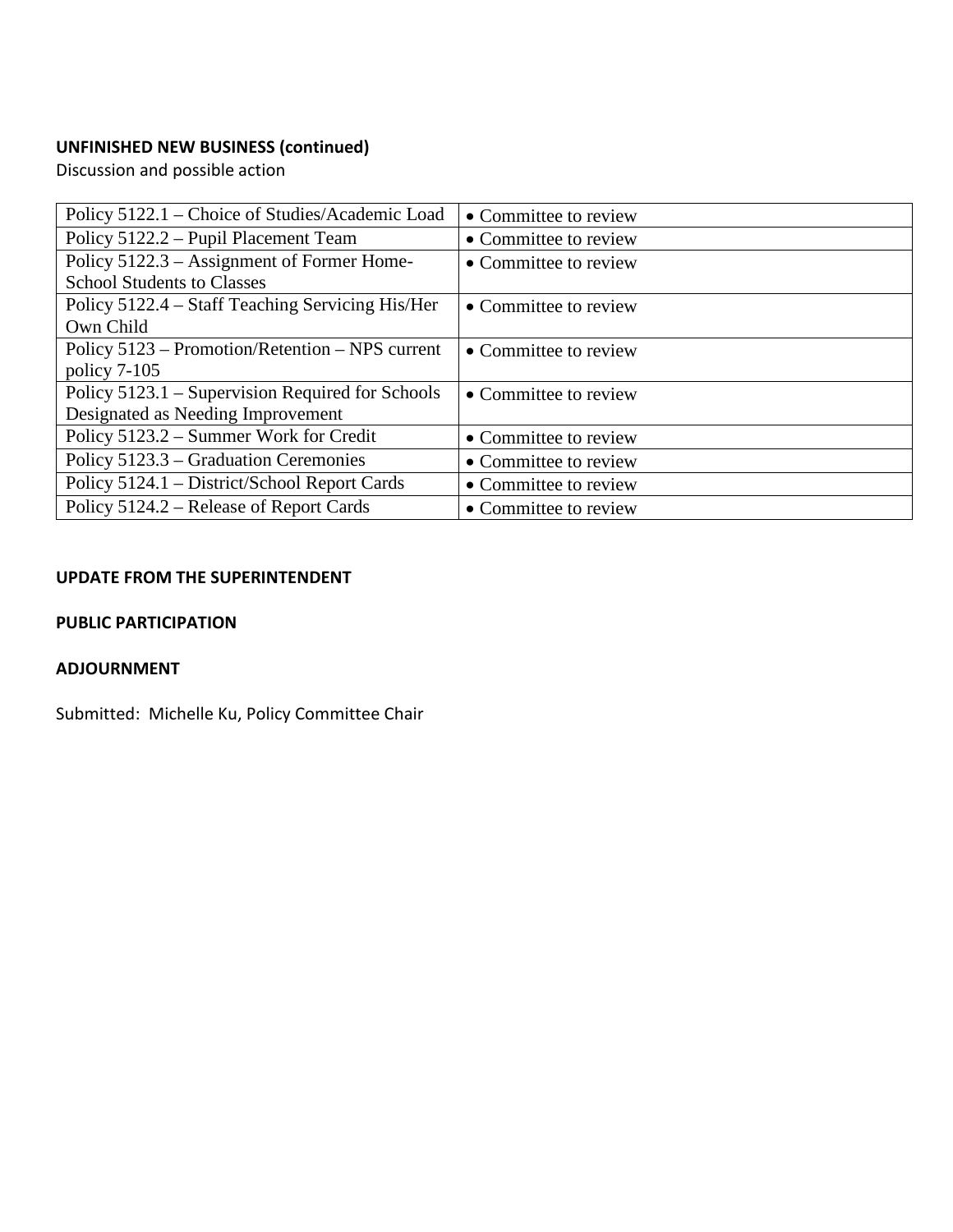**UNFINISHED NEW BUSINESS (continued)**

Discussion and possible action

| | |
|---|---|
| Policy 5122.1 – Choice of Studies/Academic Load | • Committee to review |
| Policy 5122.2 – Pupil Placement Team | • Committee to review |
| Policy 5122.3 – Assignment of Former Home-School Students to Classes | • Committee to review |
| Policy 5122.4 – Staff Teaching Servicing His/Her Own Child | • Committee to review |
| Policy 5123 – Promotion/Retention – NPS current policy 7-105 | • Committee to review |
| Policy 5123.1 – Supervision Required for Schools Designated as Needing Improvement | • Committee to review |
| Policy 5123.2 – Summer Work for Credit | • Committee to review |
| Policy 5123.3 – Graduation Ceremonies | • Committee to review |
| Policy 5124.1 – District/School Report Cards | • Committee to review |
| Policy 5124.2 – Release of Report Cards | • Committee to review |

**UPDATE FROM THE SUPERINTENDENT**

**PUBLIC PARTICIPATION**

**ADJOURNMENT**

Submitted: Michelle Ku, Policy Committee Chair